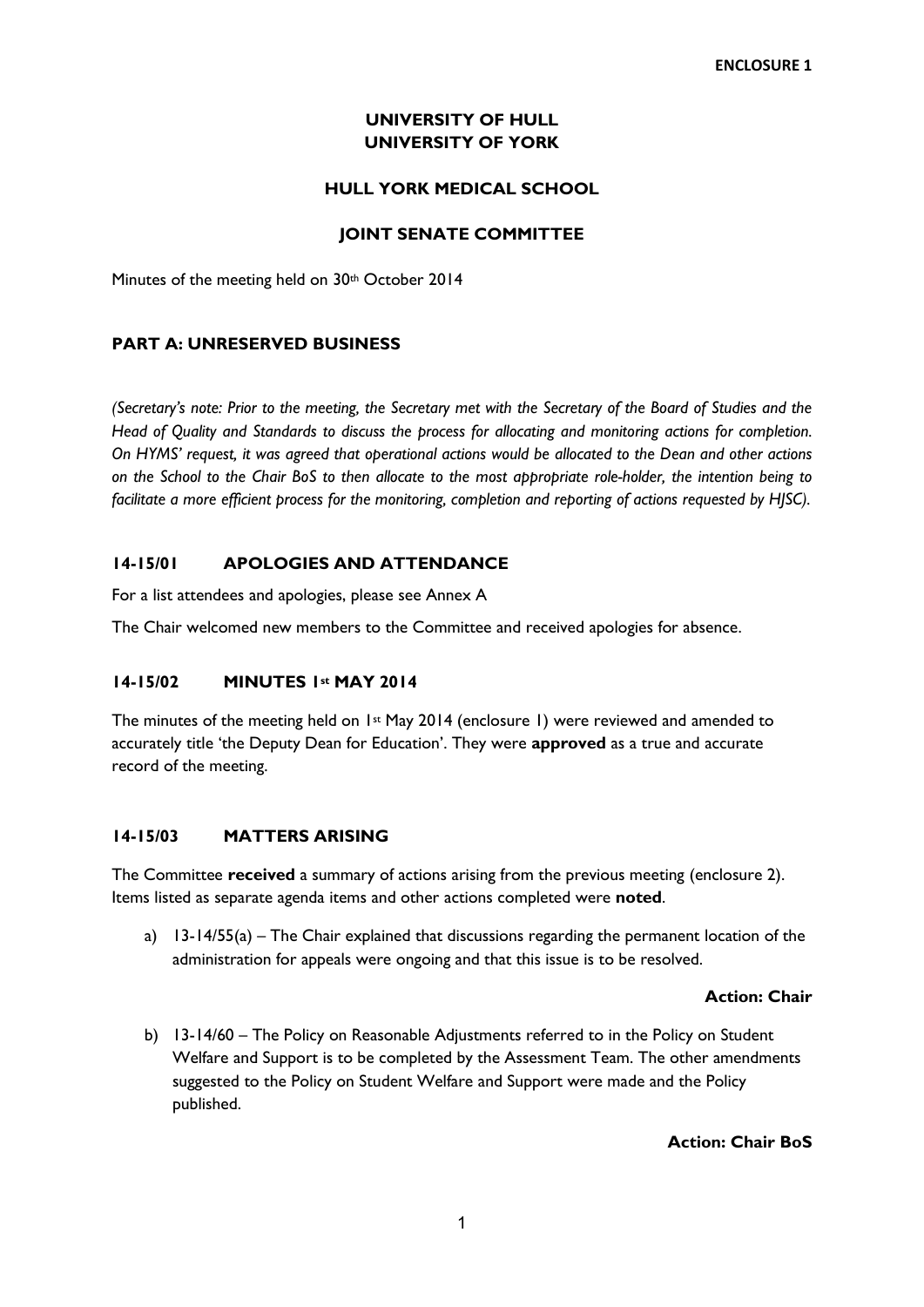**ENCLOSURE 1**

# UNIVERSITY OF HULL
# UNIVERSITY OF YORK

## HULL YORK MEDICAL SCHOOL

## JOINT SENATE COMMITTEE

Minutes of the meeting held on 30th October 2014

### PART A: UNRESERVED BUSINESS

*(Secretary's note: Prior to the meeting, the Secretary met with the Secretary of the Board of Studies and the Head of Quality and Standards to discuss the process for allocating and monitoring actions for completion. On HYMS' request, it was agreed that operational actions would be allocated to the Dean and other actions on the School to the Chair BoS to then allocate to the most appropriate role-holder, the intention being to facilitate a more efficient process for the monitoring, completion and reporting of actions requested by HJSC).*

### 14-15/01 APOLOGIES AND ATTENDANCE

For a list attendees and apologies, please see Annex A

The Chair welcomed new members to the Committee and received apologies for absence.

### 14-15/02 MINUTES 1st MAY 2014

The minutes of the meeting held on 1st May 2014 (enclosure 1) were reviewed and amended to accurately title 'the Deputy Dean for Education'. They were **approved** as a true and accurate record of the meeting.

### 14-15/03 MATTERS ARISING

The Committee **received** a summary of actions arising from the previous meeting (enclosure 2). Items listed as separate agenda items and other actions completed were **noted**.

a) 13-14/55(a) – The Chair explained that discussions regarding the permanent location of the administration for appeals were ongoing and that this issue is to be resolved.

**Action: Chair**

b) 13-14/60 – The Policy on Reasonable Adjustments referred to in the Policy on Student Welfare and Support is to be completed by the Assessment Team. The other amendments suggested to the Policy on Student Welfare and Support were made and the Policy published.

**Action: Chair BoS**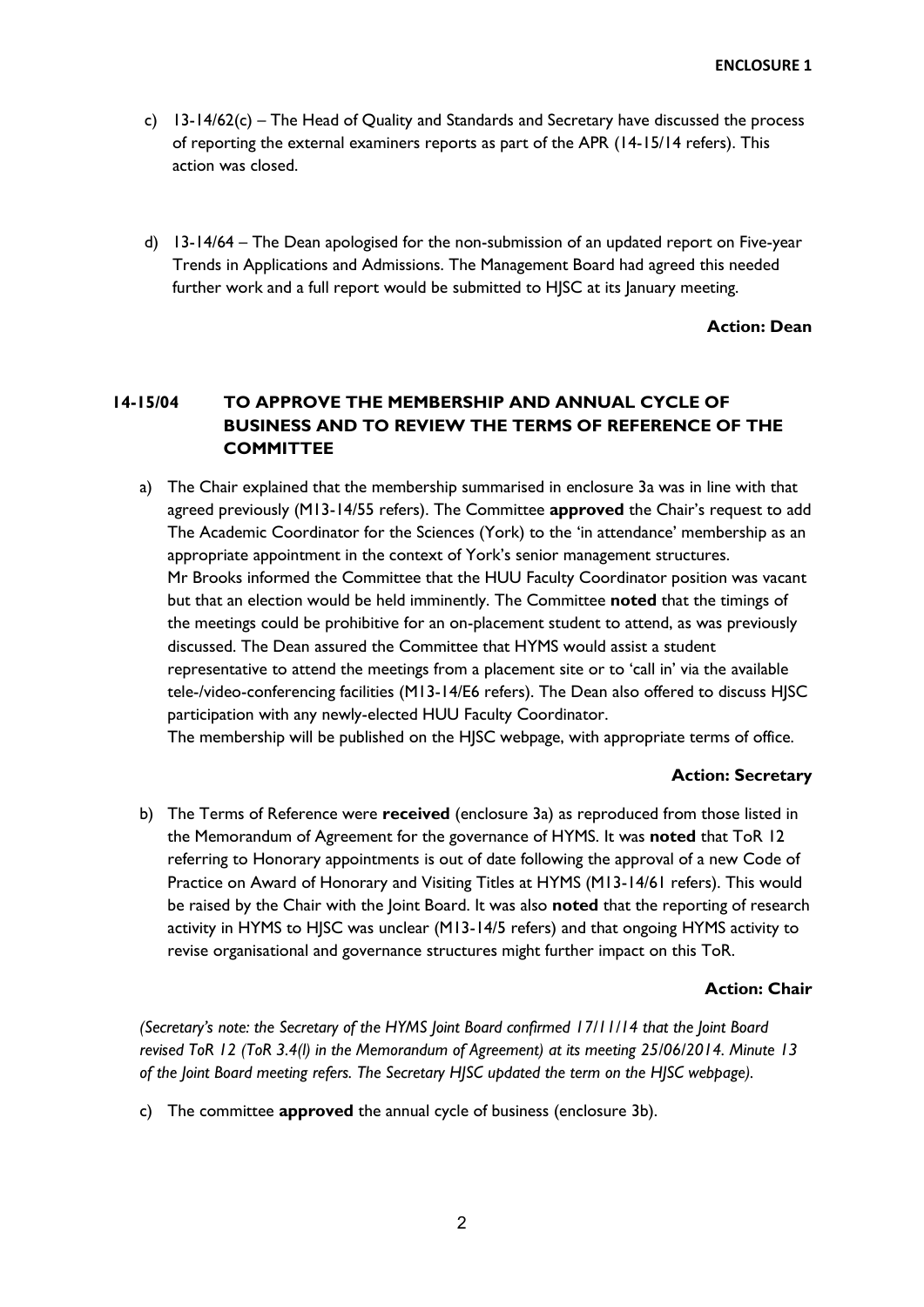c) 13-14/62(c) – The Head of Quality and Standards and Secretary have discussed the process of reporting the external examiners reports as part of the APR (14-15/14 refers). This action was closed.

d) 13-14/64 – The Dean apologised for the non-submission of an updated report on Five-year Trends in Applications and Admissions. The Management Board had agreed this needed further work and a full report would be submitted to HJSC at its January meeting.

**Action: Dean**

## 14-15/04 TO APPROVE THE MEMBERSHIP AND ANNUAL CYCLE OF BUSINESS AND TO REVIEW THE TERMS OF REFERENCE OF THE COMMITTEE

a) The Chair explained that the membership summarised in enclosure 3a was in line with that agreed previously (M13-14/55 refers). The Committee **approved** the Chair's request to add The Academic Coordinator for the Sciences (York) to the 'in attendance' membership as an appropriate appointment in the context of York's senior management structures. Mr Brooks informed the Committee that the HUU Faculty Coordinator position was vacant but that an election would be held imminently. The Committee **noted** that the timings of the meetings could be prohibitive for an on-placement student to attend, as was previously discussed. The Dean assured the Committee that HYMS would assist a student representative to attend the meetings from a placement site or to 'call in' via the available tele-/video-conferencing facilities (M13-14/E6 refers). The Dean also offered to discuss HJSC participation with any newly-elected HUU Faculty Coordinator.
The membership will be published on the HJSC webpage, with appropriate terms of office.

**Action: Secretary**

b) The Terms of Reference were **received** (enclosure 3a) as reproduced from those listed in the Memorandum of Agreement for the governance of HYMS. It was **noted** that ToR 12 referring to Honorary appointments is out of date following the approval of a new Code of Practice on Award of Honorary and Visiting Titles at HYMS (M13-14/61 refers). This would be raised by the Chair with the Joint Board. It was also **noted** that the reporting of research activity in HYMS to HJSC was unclear (M13-14/5 refers) and that ongoing HYMS activity to revise organisational and governance structures might further impact on this ToR.

**Action: Chair**

*(Secretary's note: the Secretary of the HYMS Joint Board confirmed 17/11/14 that the Joint Board revised ToR 12 (ToR 3.4(l) in the Memorandum of Agreement) at its meeting 25/06/2014. Minute 13 of the Joint Board meeting refers. The Secretary HJSC updated the term on the HJSC webpage).*

c) The committee **approved** the annual cycle of business (enclosure 3b).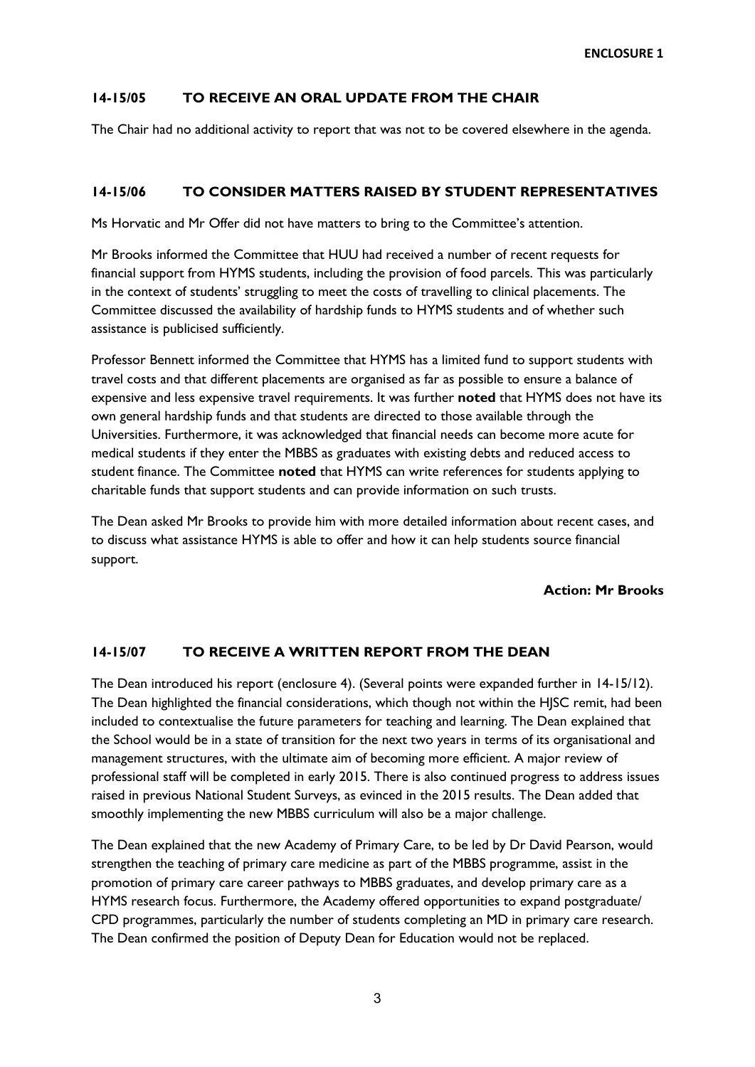ENCLOSURE 1

## 14-15/05 TO RECEIVE AN ORAL UPDATE FROM THE CHAIR

The Chair had no additional activity to report that was not to be covered elsewhere in the agenda.

## 14-15/06 TO CONSIDER MATTERS RAISED BY STUDENT REPRESENTATIVES

Ms Horvatic and Mr Offer did not have matters to bring to the Committee's attention.

Mr Brooks informed the Committee that HUU had received a number of recent requests for financial support from HYMS students, including the provision of food parcels. This was particularly in the context of students' struggling to meet the costs of travelling to clinical placements. The Committee discussed the availability of hardship funds to HYMS students and of whether such assistance is publicised sufficiently.

Professor Bennett informed the Committee that HYMS has a limited fund to support students with travel costs and that different placements are organised as far as possible to ensure a balance of expensive and less expensive travel requirements. It was further **noted** that HYMS does not have its own general hardship funds and that students are directed to those available through the Universities. Furthermore, it was acknowledged that financial needs can become more acute for medical students if they enter the MBBS as graduates with existing debts and reduced access to student finance. The Committee **noted** that HYMS can write references for students applying to charitable funds that support students and can provide information on such trusts.

The Dean asked Mr Brooks to provide him with more detailed information about recent cases, and to discuss what assistance HYMS is able to offer and how it can help students source financial support.

**Action: Mr Brooks**

## 14-15/07 TO RECEIVE A WRITTEN REPORT FROM THE DEAN

The Dean introduced his report (enclosure 4). (Several points were expanded further in 14-15/12). The Dean highlighted the financial considerations, which though not within the HJSC remit, had been included to contextualise the future parameters for teaching and learning. The Dean explained that the School would be in a state of transition for the next two years in terms of its organisational and management structures, with the ultimate aim of becoming more efficient. A major review of professional staff will be completed in early 2015. There is also continued progress to address issues raised in previous National Student Surveys, as evinced in the 2015 results. The Dean added that smoothly implementing the new MBBS curriculum will also be a major challenge.

The Dean explained that the new Academy of Primary Care, to be led by Dr David Pearson, would strengthen the teaching of primary care medicine as part of the MBBS programme, assist in the promotion of primary care career pathways to MBBS graduates, and develop primary care as a HYMS research focus. Furthermore, the Academy offered opportunities to expand postgraduate/ CPD programmes, particularly the number of students completing an MD in primary care research. The Dean confirmed the position of Deputy Dean for Education would not be replaced.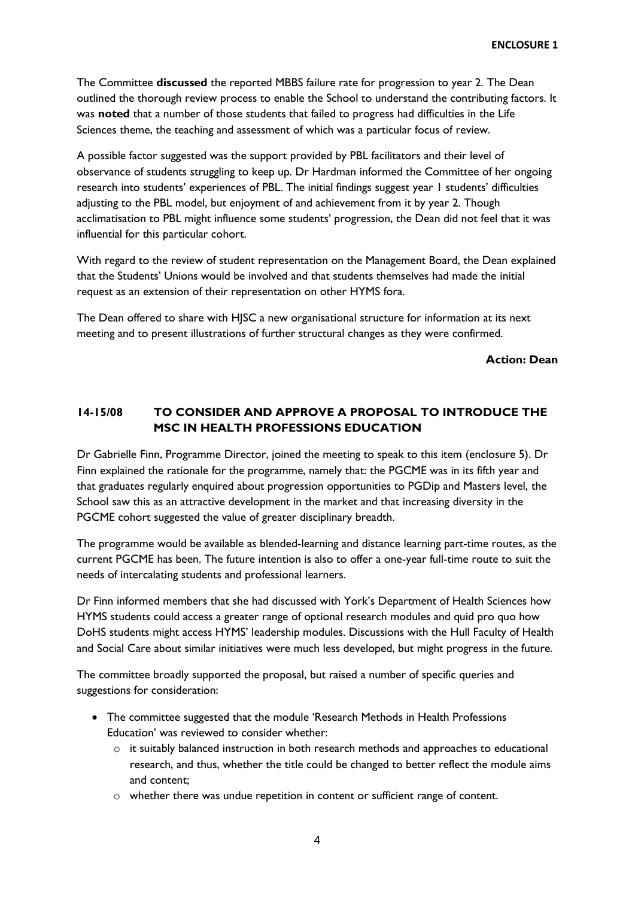The Committee **discussed** the reported MBBS failure rate for progression to year 2. The Dean outlined the thorough review process to enable the School to understand the contributing factors. It was **noted** that a number of those students that failed to progress had difficulties in the Life Sciences theme, the teaching and assessment of which was a particular focus of review.

A possible factor suggested was the support provided by PBL facilitators and their level of observance of students struggling to keep up. Dr Hardman informed the Committee of her ongoing research into students' experiences of PBL. The initial findings suggest year 1 students' difficulties adjusting to the PBL model, but enjoyment of and achievement from it by year 2. Though acclimatisation to PBL might influence some students' progression, the Dean did not feel that it was influential for this particular cohort.

With regard to the review of student representation on the Management Board, the Dean explained that the Students' Unions would be involved and that students themselves had made the initial request as an extension of their representation on other HYMS fora.

The Dean offered to share with HJSC a new organisational structure for information at its next meeting and to present illustrations of further structural changes as they were confirmed.

**Action: Dean**

## 14-15/08 TO CONSIDER AND APPROVE A PROPOSAL TO INTRODUCE THE MSC IN HEALTH PROFESSIONS EDUCATION

Dr Gabrielle Finn, Programme Director, joined the meeting to speak to this item (enclosure 5). Dr Finn explained the rationale for the programme, namely that: the PGCME was in its fifth year and that graduates regularly enquired about progression opportunities to PGDip and Masters level, the School saw this as an attractive development in the market and that increasing diversity in the PGCME cohort suggested the value of greater disciplinary breadth.

The programme would be available as blended-learning and distance learning part-time routes, as the current PGCME has been. The future intention is also to offer a one-year full-time route to suit the needs of intercalating students and professional learners.

Dr Finn informed members that she had discussed with York's Department of Health Sciences how HYMS students could access a greater range of optional research modules and quid pro quo how DoHS students might access HYMS' leadership modules. Discussions with the Hull Faculty of Health and Social Care about similar initiatives were much less developed, but might progress in the future.

The committee broadly supported the proposal, but raised a number of specific queries and suggestions for consideration:

- The committee suggested that the module 'Research Methods in Health Professions Education' was reviewed to consider whether:
  - it suitably balanced instruction in both research methods and approaches to educational research, and thus, whether the title could be changed to better reflect the module aims and content;
  - whether there was undue repetition in content or sufficient range of content.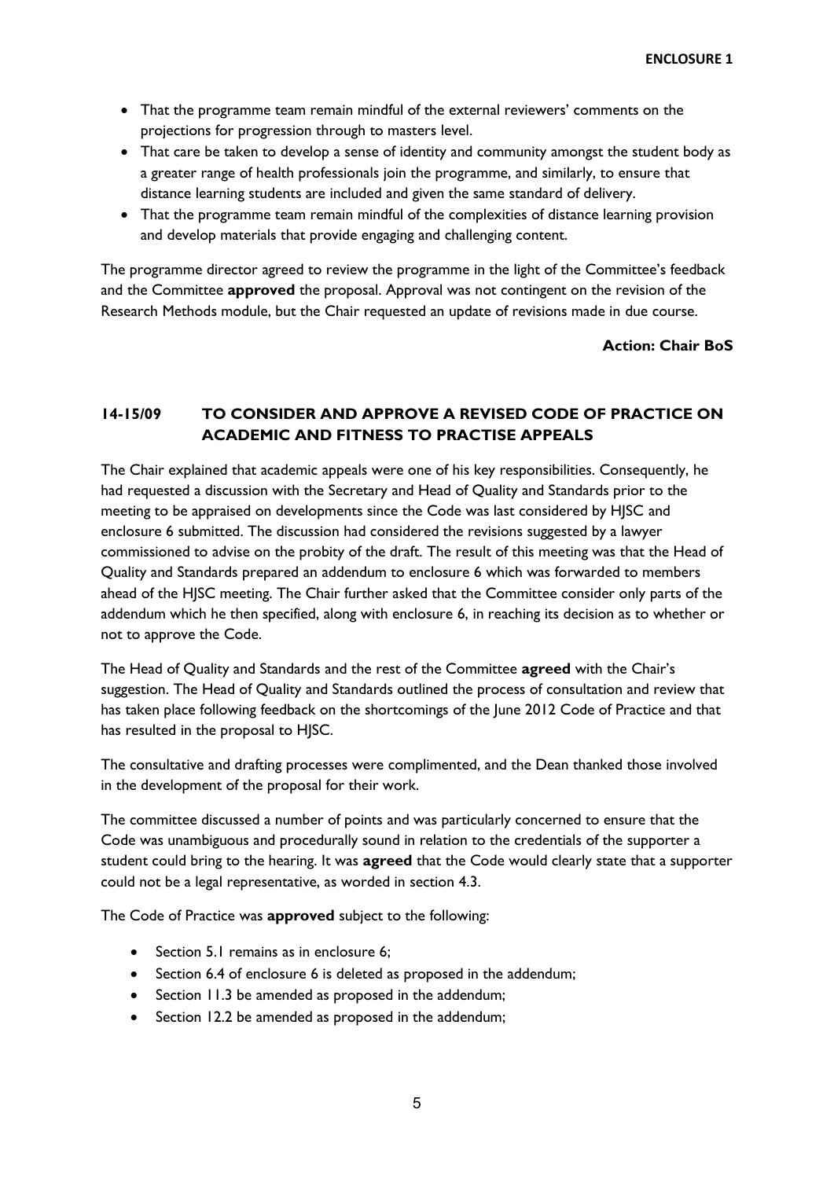- That the programme team remain mindful of the external reviewers' comments on the projections for progression through to masters level.
- That care be taken to develop a sense of identity and community amongst the student body as a greater range of health professionals join the programme, and similarly, to ensure that distance learning students are included and given the same standard of delivery.
- That the programme team remain mindful of the complexities of distance learning provision and develop materials that provide engaging and challenging content.

The programme director agreed to review the programme in the light of the Committee's feedback and the Committee **approved** the proposal. Approval was not contingent on the revision of the Research Methods module, but the Chair requested an update of revisions made in due course.

**Action: Chair BoS**

## 14-15/09 TO CONSIDER AND APPROVE A REVISED CODE OF PRACTICE ON ACADEMIC AND FITNESS TO PRACTISE APPEALS

The Chair explained that academic appeals were one of his key responsibilities. Consequently, he had requested a discussion with the Secretary and Head of Quality and Standards prior to the meeting to be appraised on developments since the Code was last considered by HJSC and enclosure 6 submitted. The discussion had considered the revisions suggested by a lawyer commissioned to advise on the probity of the draft. The result of this meeting was that the Head of Quality and Standards prepared an addendum to enclosure 6 which was forwarded to members ahead of the HJSC meeting. The Chair further asked that the Committee consider only parts of the addendum which he then specified, along with enclosure 6, in reaching its decision as to whether or not to approve the Code.

The Head of Quality and Standards and the rest of the Committee **agreed** with the Chair's suggestion. The Head of Quality and Standards outlined the process of consultation and review that has taken place following feedback on the shortcomings of the June 2012 Code of Practice and that has resulted in the proposal to HJSC.

The consultative and drafting processes were complimented, and the Dean thanked those involved in the development of the proposal for their work.

The committee discussed a number of points and was particularly concerned to ensure that the Code was unambiguous and procedurally sound in relation to the credentials of the supporter a student could bring to the hearing. It was **agreed** that the Code would clearly state that a supporter could not be a legal representative, as worded in section 4.3.

The Code of Practice was **approved** subject to the following:

- Section 5.1 remains as in enclosure 6;
- Section 6.4 of enclosure 6 is deleted as proposed in the addendum;
- Section 11.3 be amended as proposed in the addendum;
- Section 12.2 be amended as proposed in the addendum;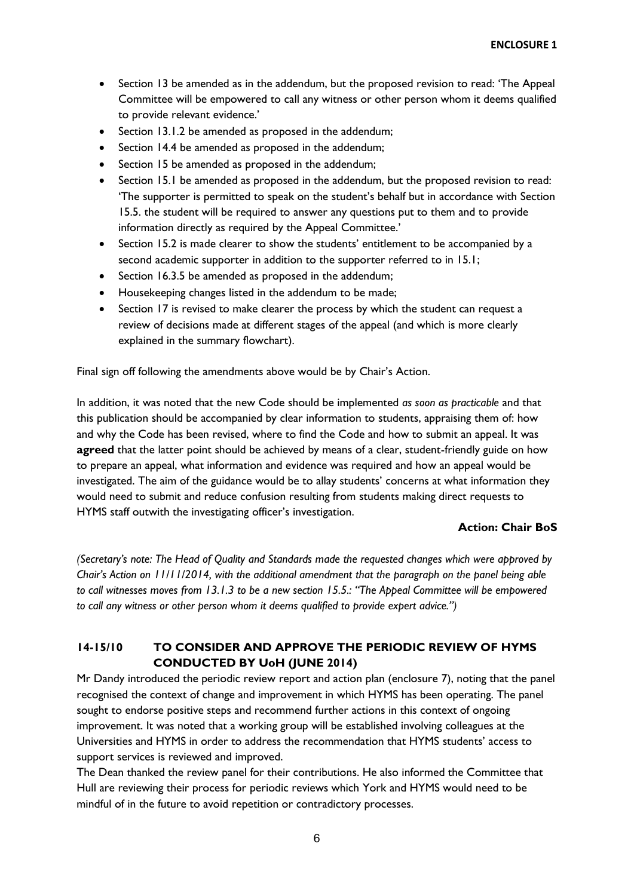- Section 13 be amended as in the addendum, but the proposed revision to read: 'The Appeal Committee will be empowered to call any witness or other person whom it deems qualified to provide relevant evidence.'
- Section 13.1.2 be amended as proposed in the addendum;
- Section 14.4 be amended as proposed in the addendum;
- Section 15 be amended as proposed in the addendum;
- Section 15.1 be amended as proposed in the addendum, but the proposed revision to read: 'The supporter is permitted to speak on the student's behalf but in accordance with Section 15.5. the student will be required to answer any questions put to them and to provide information directly as required by the Appeal Committee.'
- Section 15.2 is made clearer to show the students' entitlement to be accompanied by a second academic supporter in addition to the supporter referred to in 15.1;
- Section 16.3.5 be amended as proposed in the addendum;
- Housekeeping changes listed in the addendum to be made;
- Section 17 is revised to make clearer the process by which the student can request a review of decisions made at different stages of the appeal (and which is more clearly explained in the summary flowchart).

Final sign off following the amendments above would be by Chair's Action.

In addition, it was noted that the new Code should be implemented *as soon as practicable* and that this publication should be accompanied by clear information to students, appraising them of: how and why the Code has been revised, where to find the Code and how to submit an appeal. It was **agreed** that the latter point should be achieved by means of a clear, student-friendly guide on how to prepare an appeal, what information and evidence was required and how an appeal would be investigated. The aim of the guidance would be to allay students' concerns at what information they would need to submit and reduce confusion resulting from students making direct requests to HYMS staff outwith the investigating officer's investigation.

**Action: Chair BoS**

*(Secretary's note: The Head of Quality and Standards made the requested changes which were approved by Chair's Action on 11/11/2014, with the additional amendment that the paragraph on the panel being able to call witnesses moves from 13.1.3 to be a new section 15.5.: "The Appeal Committee will be empowered to call any witness or other person whom it deems qualified to provide expert advice.")*

## 14-15/10 TO CONSIDER AND APPROVE THE PERIODIC REVIEW OF HYMS CONDUCTED BY UoH (JUNE 2014)

Mr Dandy introduced the periodic review report and action plan (enclosure 7), noting that the panel recognised the context of change and improvement in which HYMS has been operating. The panel sought to endorse positive steps and recommend further actions in this context of ongoing improvement. It was noted that a working group will be established involving colleagues at the Universities and HYMS in order to address the recommendation that HYMS students' access to support services is reviewed and improved.

The Dean thanked the review panel for their contributions. He also informed the Committee that Hull are reviewing their process for periodic reviews which York and HYMS would need to be mindful of in the future to avoid repetition or contradictory processes.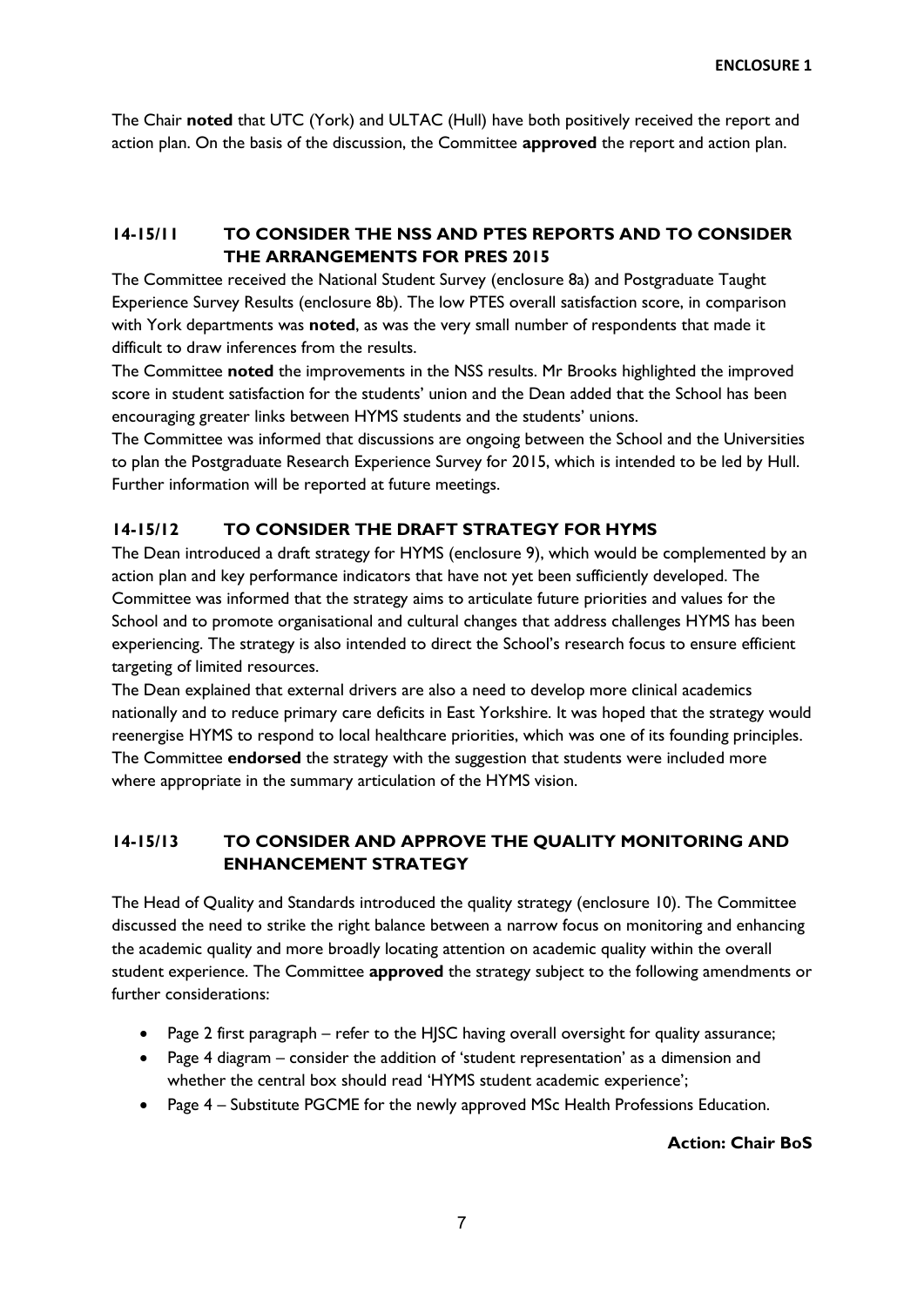The Chair **noted** that UTC (York) and ULTAC (Hull) have both positively received the report and action plan. On the basis of the discussion, the Committee **approved** the report and action plan.

## 14-15/11 TO CONSIDER THE NSS AND PTES REPORTS AND TO CONSIDER THE ARRANGEMENTS FOR PRES 2015

The Committee received the National Student Survey (enclosure 8a) and Postgraduate Taught Experience Survey Results (enclosure 8b). The low PTES overall satisfaction score, in comparison with York departments was **noted**, as was the very small number of respondents that made it difficult to draw inferences from the results.

The Committee **noted** the improvements in the NSS results. Mr Brooks highlighted the improved score in student satisfaction for the students' union and the Dean added that the School has been encouraging greater links between HYMS students and the students' unions.

The Committee was informed that discussions are ongoing between the School and the Universities to plan the Postgraduate Research Experience Survey for 2015, which is intended to be led by Hull. Further information will be reported at future meetings.

## 14-15/12 TO CONSIDER THE DRAFT STRATEGY FOR HYMS

The Dean introduced a draft strategy for HYMS (enclosure 9), which would be complemented by an action plan and key performance indicators that have not yet been sufficiently developed. The Committee was informed that the strategy aims to articulate future priorities and values for the School and to promote organisational and cultural changes that address challenges HYMS has been experiencing. The strategy is also intended to direct the School's research focus to ensure efficient targeting of limited resources.

The Dean explained that external drivers are also a need to develop more clinical academics nationally and to reduce primary care deficits in East Yorkshire. It was hoped that the strategy would reenergise HYMS to respond to local healthcare priorities, which was one of its founding principles. The Committee **endorsed** the strategy with the suggestion that students were included more where appropriate in the summary articulation of the HYMS vision.

## 14-15/13 TO CONSIDER AND APPROVE THE QUALITY MONITORING AND ENHANCEMENT STRATEGY

The Head of Quality and Standards introduced the quality strategy (enclosure 10). The Committee discussed the need to strike the right balance between a narrow focus on monitoring and enhancing the academic quality and more broadly locating attention on academic quality within the overall student experience. The Committee **approved** the strategy subject to the following amendments or further considerations:

- Page 2 first paragraph – refer to the HJSC having overall oversight for quality assurance;
- Page 4 diagram – consider the addition of 'student representation' as a dimension and whether the central box should read 'HYMS student academic experience';
- Page 4 – Substitute PGCME for the newly approved MSc Health Professions Education.

**Action: Chair BoS**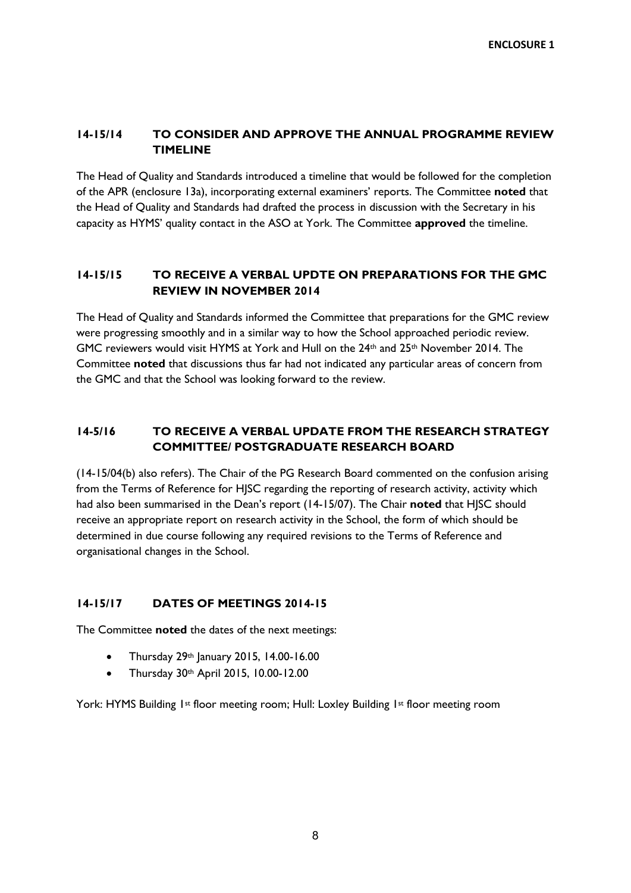**ENCLOSURE 1**

## 14-15/14 TO CONSIDER AND APPROVE THE ANNUAL PROGRAMME REVIEW TIMELINE

The Head of Quality and Standards introduced a timeline that would be followed for the completion of the APR (enclosure 13a), incorporating external examiners' reports. The Committee **noted** that the Head of Quality and Standards had drafted the process in discussion with the Secretary in his capacity as HYMS' quality contact in the ASO at York. The Committee **approved** the timeline.

## 14-15/15 TO RECEIVE A VERBAL UPDTE ON PREPARATIONS FOR THE GMC REVIEW IN NOVEMBER 2014

The Head of Quality and Standards informed the Committee that preparations for the GMC review were progressing smoothly and in a similar way to how the School approached periodic review. GMC reviewers would visit HYMS at York and Hull on the 24th and 25th November 2014. The Committee **noted** that discussions thus far had not indicated any particular areas of concern from the GMC and that the School was looking forward to the review.

## 14-5/16 TO RECEIVE A VERBAL UPDATE FROM THE RESEARCH STRATEGY COMMITTEE/ POSTGRADUATE RESEARCH BOARD

(14-15/04(b) also refers). The Chair of the PG Research Board commented on the confusion arising from the Terms of Reference for HJSC regarding the reporting of research activity, activity which had also been summarised in the Dean's report (14-15/07). The Chair **noted** that HJSC should receive an appropriate report on research activity in the School, the form of which should be determined in due course following any required revisions to the Terms of Reference and organisational changes in the School.

## 14-15/17 DATES OF MEETINGS 2014-15

The Committee **noted** the dates of the next meetings:

- Thursday 29th January 2015, 14.00-16.00
- Thursday 30th April 2015, 10.00-12.00

York: HYMS Building 1st floor meeting room; Hull: Loxley Building 1st floor meeting room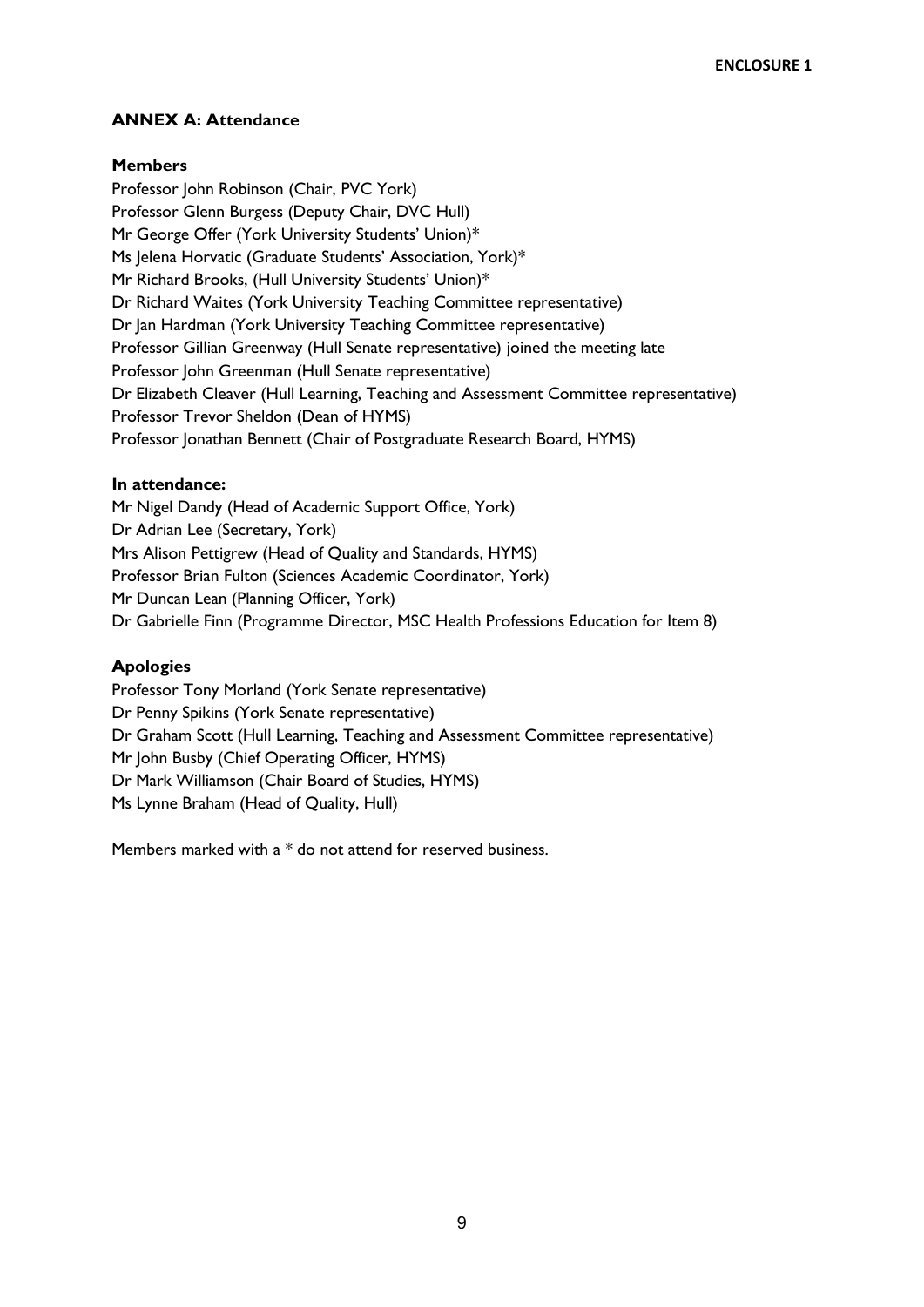**ENCLOSURE 1**

## ANNEX A: Attendance

### Members

Professor John Robinson (Chair, PVC York)
Professor Glenn Burgess (Deputy Chair, DVC Hull)
Mr George Offer (York University Students' Union)*
Ms Jelena Horvatic (Graduate Students' Association, York)*
Mr Richard Brooks, (Hull University Students' Union)*
Dr Richard Waites (York University Teaching Committee representative)
Dr Jan Hardman (York University Teaching Committee representative)
Professor Gillian Greenway (Hull Senate representative) joined the meeting late
Professor John Greenman (Hull Senate representative)
Dr Elizabeth Cleaver (Hull Learning, Teaching and Assessment Committee representative)
Professor Trevor Sheldon (Dean of HYMS)
Professor Jonathan Bennett (Chair of Postgraduate Research Board, HYMS)

### In attendance:

Mr Nigel Dandy (Head of Academic Support Office, York)
Dr Adrian Lee (Secretary, York)
Mrs Alison Pettigrew (Head of Quality and Standards, HYMS)
Professor Brian Fulton (Sciences Academic Coordinator, York)
Mr Duncan Lean (Planning Officer, York)
Dr Gabrielle Finn (Programme Director, MSC Health Professions Education for Item 8)

### Apologies

Professor Tony Morland (York Senate representative)
Dr Penny Spikins (York Senate representative)
Dr Graham Scott (Hull Learning, Teaching and Assessment Committee representative)
Mr John Busby (Chief Operating Officer, HYMS)
Dr Mark Williamson (Chair Board of Studies, HYMS)
Ms Lynne Braham (Head of Quality, Hull)

Members marked with a * do not attend for reserved business.